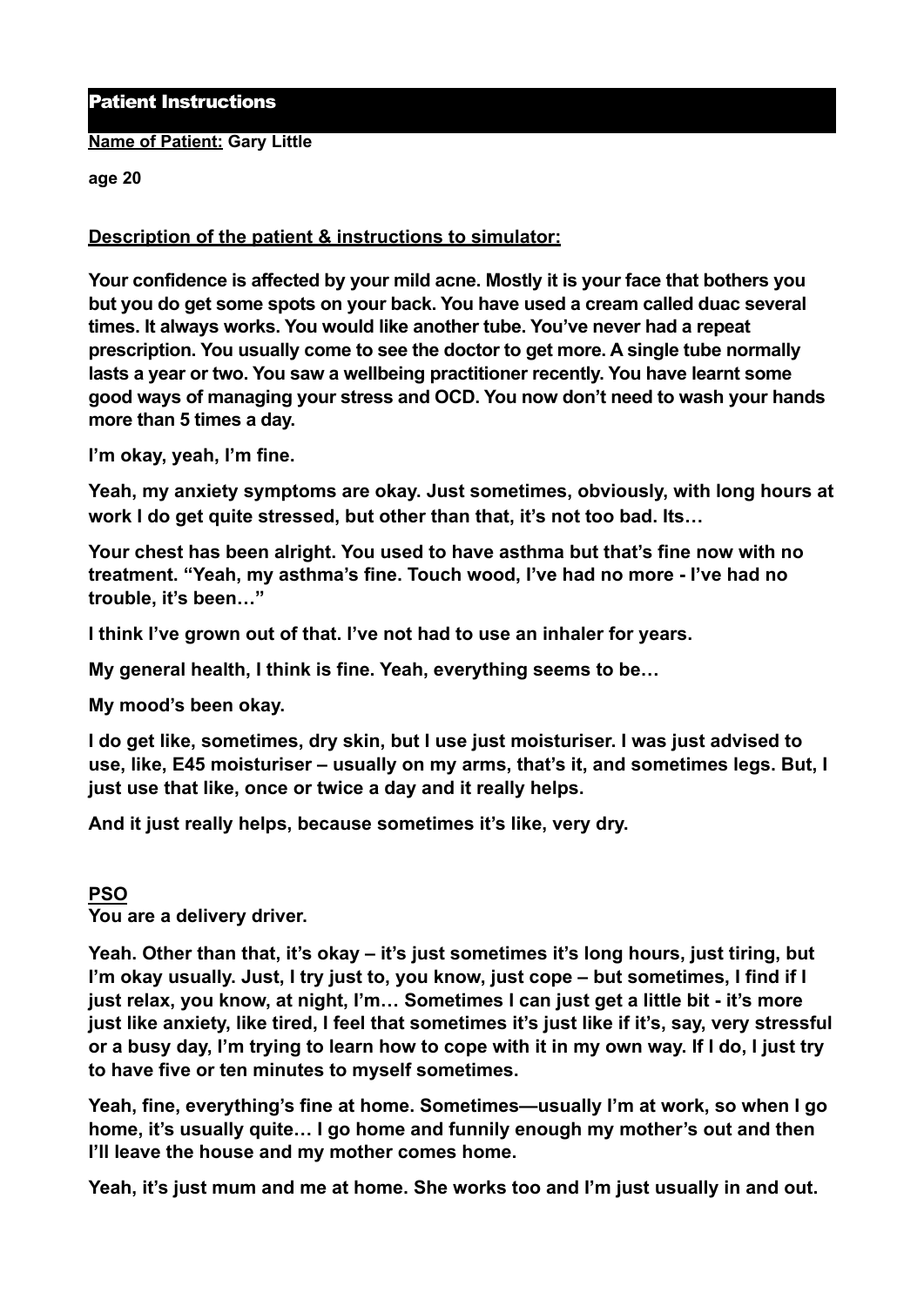# Patient Instructions

**Name of Patient:** **Gary Little**

**age 20**

**Description of the patient & instructions to simulator:**

**Your confidence is affected by your mild acne. Mostly it is your face that bothers you but you do get some spots on your back. You have used a cream called duac several times. It always works. You would like another tube. You've never had a repeat prescription. You usually come to see the doctor to get more. A single tube normally lasts a year or two. You saw a wellbeing practitioner recently. You have learnt some good ways of managing your stress and OCD. You now don't need to wash your hands more than 5 times a day.**

**I'm okay, yeah, I'm fine.**

**Yeah, my anxiety symptoms are okay. Just sometimes, obviously, with long hours at work I do get quite stressed, but other than that, it's not too bad. Its…**

**Your chest has been alright. You used to have asthma but that's fine now with no treatment. "Yeah, my asthma's fine. Touch wood, I've had no more - I've had no trouble, it's been…"**

**I think I've grown out of that. I've not had to use an inhaler for years.**

**My general health, I think is fine. Yeah, everything seems to be…**

**My mood's been okay.**

**I do get like, sometimes, dry skin, but I use just moisturiser. I was just advised to use, like, E45 moisturiser – usually on my arms, that's it, and sometimes legs. But, I just use that like, once or twice a day and it really helps.**

**And it just really helps, because sometimes it's like, very dry.**

**PSO**

**You are a delivery driver.**

**Yeah. Other than that, it's okay – it's just sometimes it's long hours, just tiring, but I'm okay usually. Just, I try just to, you know, just cope – but sometimes, I find if I just relax, you know, at night, I'm… Sometimes I can just get a little bit - it's more just like anxiety, like tired, I feel that sometimes it's just like if it's, say, very stressful or a busy day, I'm trying to learn how to cope with it in my own way. If I do, I just try to have five or ten minutes to myself sometimes.**

**Yeah, fine, everything's fine at home. Sometimes—usually I'm at work, so when I go home, it's usually quite… I go home and funnily enough my mother's out and then I'll leave the house and my mother comes home.**

**Yeah, it's just mum and me at home. She works too and I'm just usually in and out.**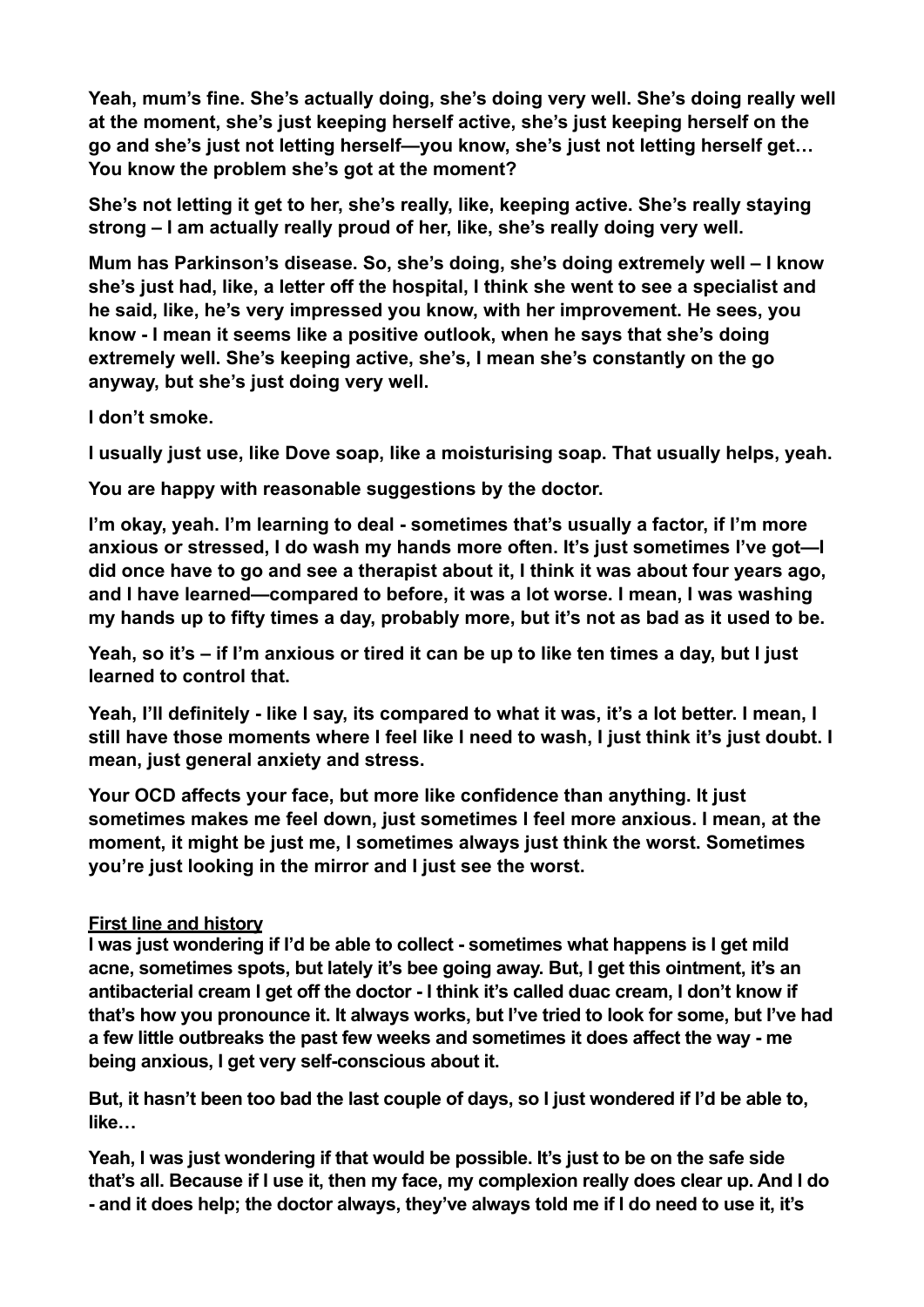**Yeah, mum's fine. She's actually doing, she's doing very well. She's doing really well at the moment, she's just keeping herself active, she's just keeping herself on the go and she's just not letting herself—you know, she's just not letting herself get… You know the problem she's got at the moment?**

**She's not letting it get to her, she's really, like, keeping active. She's really staying strong – I am actually really proud of her, like, she's really doing very well.**

**Mum has Parkinson's disease. So, she's doing, she's doing extremely well – I know she's just had, like, a letter off the hospital, I think she went to see a specialist and he said, like, he's very impressed you know, with her improvement. He sees, you know - I mean it seems like a positive outlook, when he says that she's doing extremely well. She's keeping active, she's, I mean she's constantly on the go anyway, but she's just doing very well.**

**I don't smoke.**

**I usually just use, like Dove soap, like a moisturising soap. That usually helps, yeah.**

**You are happy with reasonable suggestions by the doctor.**

**I'm okay, yeah. I'm learning to deal - sometimes that's usually a factor, if I'm more anxious or stressed, I do wash my hands more often. It's just sometimes I've got—I did once have to go and see a therapist about it, I think it was about four years ago, and I have learned—compared to before, it was a lot worse. I mean, I was washing my hands up to fifty times a day, probably more, but it's not as bad as it used to be.**

**Yeah, so it's – if I'm anxious or tired it can be up to like ten times a day, but I just learned to control that.**

**Yeah, I'll definitely - like I say, its compared to what it was, it's a lot better. I mean, I still have those moments where I feel like I need to wash, I just think it's just doubt. I mean, just general anxiety and stress.**

**Your OCD affects your face, but more like confidence than anything. It just sometimes makes me feel down, just sometimes I feel more anxious. I mean, at the moment, it might be just me, I sometimes always just think the worst. Sometimes you're just looking in the mirror and I just see the worst.**

**<u>First line and history</u>**

**I was just wondering if I'd be able to collect - sometimes what happens is I get mild acne, sometimes spots, but lately it's bee going away. But, I get this ointment, it's an antibacterial cream I get off the doctor - I think it's called duac cream, I don't know if that's how you pronounce it. It always works, but I've tried to look for some, but I've had a few little outbreaks the past few weeks and sometimes it does affect the way - me being anxious, I get very self-conscious about it.**

**But, it hasn't been too bad the last couple of days, so I just wondered if I'd be able to, like…**

**Yeah, I was just wondering if that would be possible. It's just to be on the safe side that's all. Because if I use it, then my face, my complexion really does clear up. And I do - and it does help; the doctor always, they've always told me if I do need to use it, it's**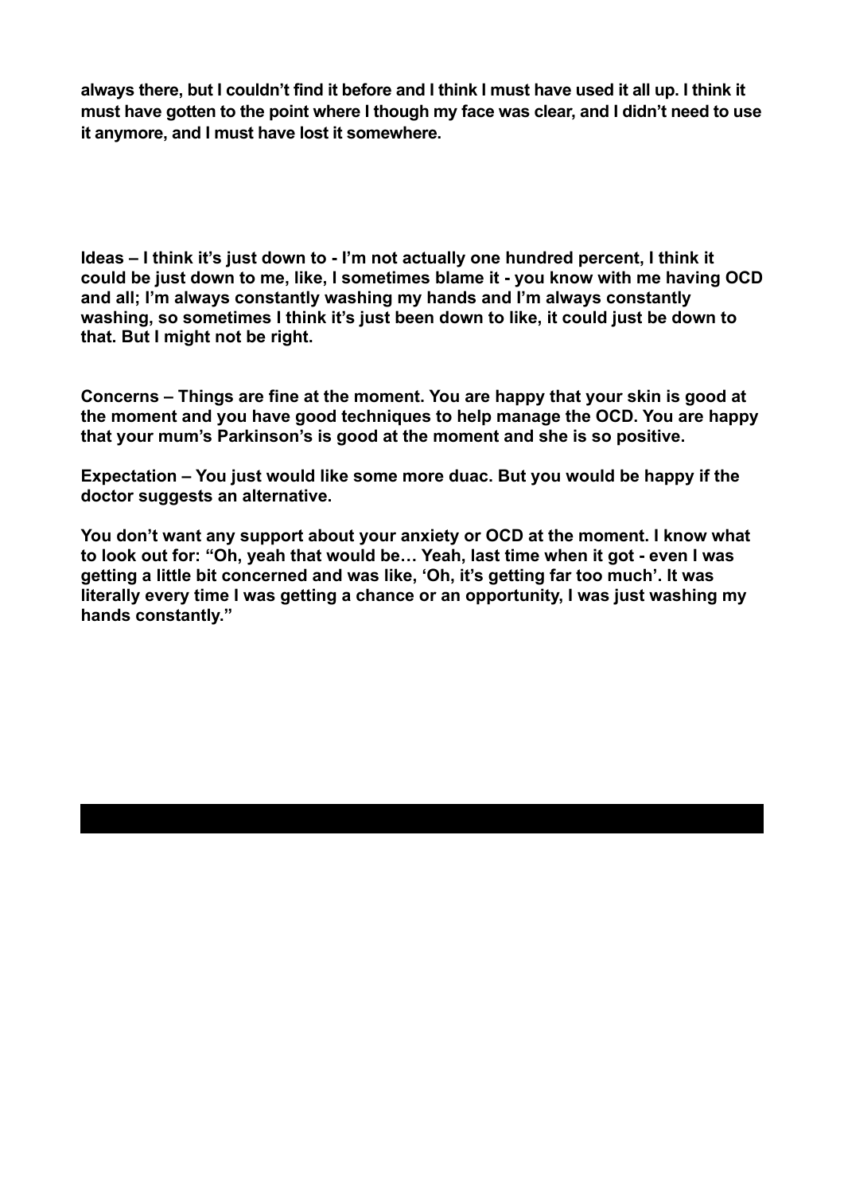**always there, but I couldn't find it before and I think I must have used it all up. I think it must have gotten to the point where I though my face was clear, and I didn't need to use it anymore, and I must have lost it somewhere.**

**Ideas – I think it's just down to - I'm not actually one hundred percent, I think it could be just down to me, like, I sometimes blame it - you know with me having OCD and all; I'm always constantly washing my hands and I'm always constantly washing, so sometimes I think it's just been down to like, it could just be down to that. But I might not be right.**

**Concerns – Things are fine at the moment. You are happy that your skin is good at the moment and you have good techniques to help manage the OCD. You are happy that your mum's Parkinson's is good at the moment and she is so positive.**

**Expectation – You just would like some more duac. But you would be happy if the doctor suggests an alternative.**

**You don't want any support about your anxiety or OCD at the moment. I know what to look out for: "Oh, yeah that would be… Yeah, last time when it got - even I was getting a little bit concerned and was like, 'Oh, it's getting far too much'. It was literally every time I was getting a chance or an opportunity, I was just washing my hands constantly."**